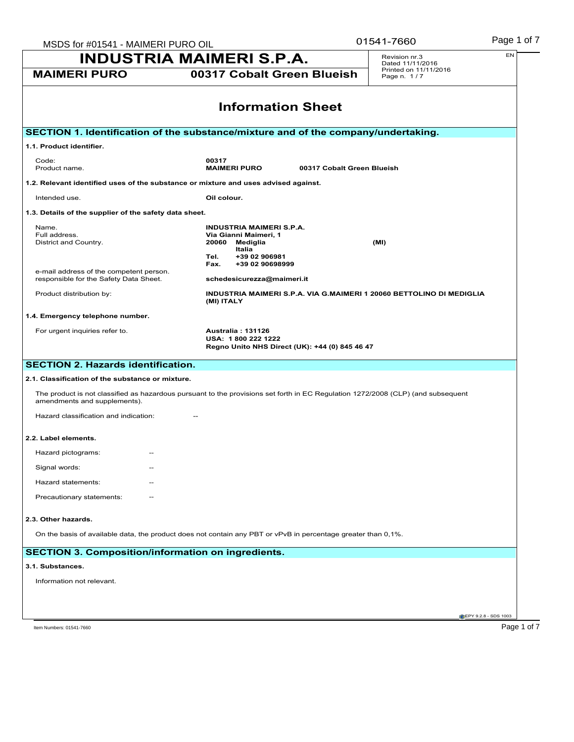# INDUSTRIA MAIMERI S.P.A.

**MAIMERI PURO** **00317 Cobalt Green Blueish**

Revision nr.3
Dated 11/11/2016
Printed on 11/11/2016
Page n. 1 / 7

EN

## Information Sheet

## SECTION 1. Identification of the substance/mixture and of the company/undertaking.

### 1.1. Product identifier.

| | |
|---|---|
| Code: | **00317** |
| Product name. | **MAIMERI PURO 00317 Cobalt Green Blueish** |

### 1.2. Relevant identified uses of the substance or mixture and uses advised against.

| | |
|---|---|
| Intended use. | **Oil colour.** |

### 1.3. Details of the supplier of the safety data sheet.

| | |
|---|---|
| Name. | **INDUSTRIA MAIMERI S.P.A.** |
| Full address. | **Via Gianni Maimeri, 1** |
| District and Country. | **20060 Mediglia (MI)**<br>**Italia**<br>**Tel. +39 02 906981**<br>**Fax. +39 02 90698999** |
| e-mail address of the competent person. responsible for the Safety Data Sheet. | **schedesicurezza@maimeri.it** |
| Product distribution by: | **INDUSTRIA MAIMERI S.P.A. VIA G.MAIMERI 1 20060 BETTOLINO DI MEDIGLIA (MI) ITALY** |

### 1.4. Emergency telephone number.

| | |
|---|---|
| For urgent inquiries refer to. | **Australia : 131126**<br>**USA: 1 800 222 1222**<br>**Regno Unito NHS Direct (UK): +44 (0) 845 46 47** |

## SECTION 2. Hazards identification.

### 2.1. Classification of the substance or mixture.

The product is not classified as hazardous pursuant to the provisions set forth in EC Regulation 1272/2008 (CLP) (and subsequent amendments and supplements).

Hazard classification and indication: --

### 2.2. Label elements.

Hazard pictograms: --

Signal words: --

Hazard statements: --

Precautionary statements: --

### 2.3. Other hazards.

On the basis of available data, the product does not contain any PBT or vPvB in percentage greater than 0,1%.

## SECTION 3. Composition/information on ingredients.

### 3.1. Substances.

Information not relevant.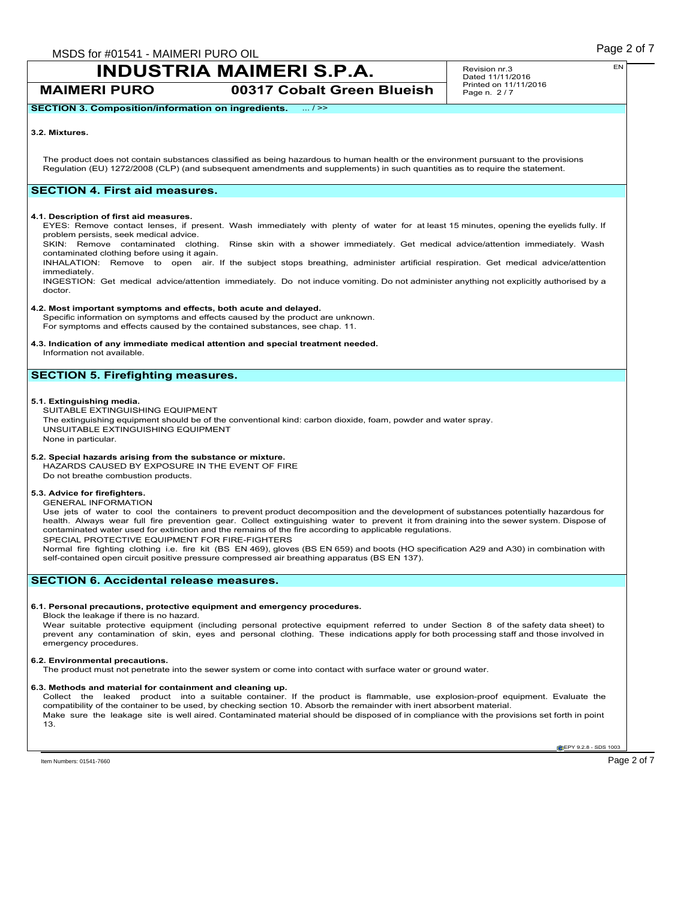## SECTION 3. Composition/information on ingredients. ... / >>

**3.2. Mixtures.**

The product does not contain substances classified as being hazardous to human health or the environment pursuant to the provisions Regulation (EU) 1272/2008 (CLP) (and subsequent amendments and supplements) in such quantities as to require the statement.

## SECTION 4. First aid measures.

**4.1. Description of first aid measures.**

EYES: Remove contact lenses, if present. Wash immediately with plenty of water for at least 15 minutes, opening the eyelids fully. If problem persists, seek medical advice.

SKIN: Remove contaminated clothing. Rinse skin with a shower immediately. Get medical advice/attention immediately. Wash contaminated clothing before using it again.

INHALATION: Remove to open air. If the subject stops breathing, administer artificial respiration. Get medical advice/attention immediately.

INGESTION: Get medical advice/attention immediately. Do not induce vomiting. Do not administer anything not explicitly authorised by a doctor.

**4.2. Most important symptoms and effects, both acute and delayed.**

Specific information on symptoms and effects caused by the product are unknown.
For symptoms and effects caused by the contained substances, see chap. 11.

**4.3. Indication of any immediate medical attention and special treatment needed.**

Information not available.

## SECTION 5. Firefighting measures.

**5.1. Extinguishing media.**

SUITABLE EXTINGUISHING EQUIPMENT
The extinguishing equipment should be of the conventional kind: carbon dioxide, foam, powder and water spray.
UNSUITABLE EXTINGUISHING EQUIPMENT
None in particular.

**5.2. Special hazards arising from the substance or mixture.**

HAZARDS CAUSED BY EXPOSURE IN THE EVENT OF FIRE
Do not breathe combustion products.

**5.3. Advice for firefighters.**

GENERAL INFORMATION
Use jets of water to cool the containers to prevent product decomposition and the development of substances potentially hazardous for health. Always wear full fire prevention gear. Collect extinguishing water to prevent it from draining into the sewer system. Dispose of contaminated water used for extinction and the remains of the fire according to applicable regulations.
SPECIAL PROTECTIVE EQUIPMENT FOR FIRE-FIGHTERS
Normal fire fighting clothing i.e. fire kit (BS EN 469), gloves (BS EN 659) and boots (HO specification A29 and A30) in combination with self-contained open circuit positive pressure compressed air breathing apparatus (BS EN 137).

## SECTION 6. Accidental release measures.

**6.1. Personal precautions, protective equipment and emergency procedures.**

Block the leakage if there is no hazard.
Wear suitable protective equipment (including personal protective equipment referred to under Section 8 of the safety data sheet) to prevent any contamination of skin, eyes and personal clothing. These indications apply for both processing staff and those involved in emergency procedures.

**6.2. Environmental precautions.**

The product must not penetrate into the sewer system or come into contact with surface water or ground water.

**6.3. Methods and material for containment and cleaning up.**

Collect the leaked product into a suitable container. If the product is flammable, use explosion-proof equipment. Evaluate the compatibility of the container to be used, by checking section 10. Absorb the remainder with inert absorbent material.
Make sure the leakage site is well aired. Contaminated material should be disposed of in compliance with the provisions set forth in point 13.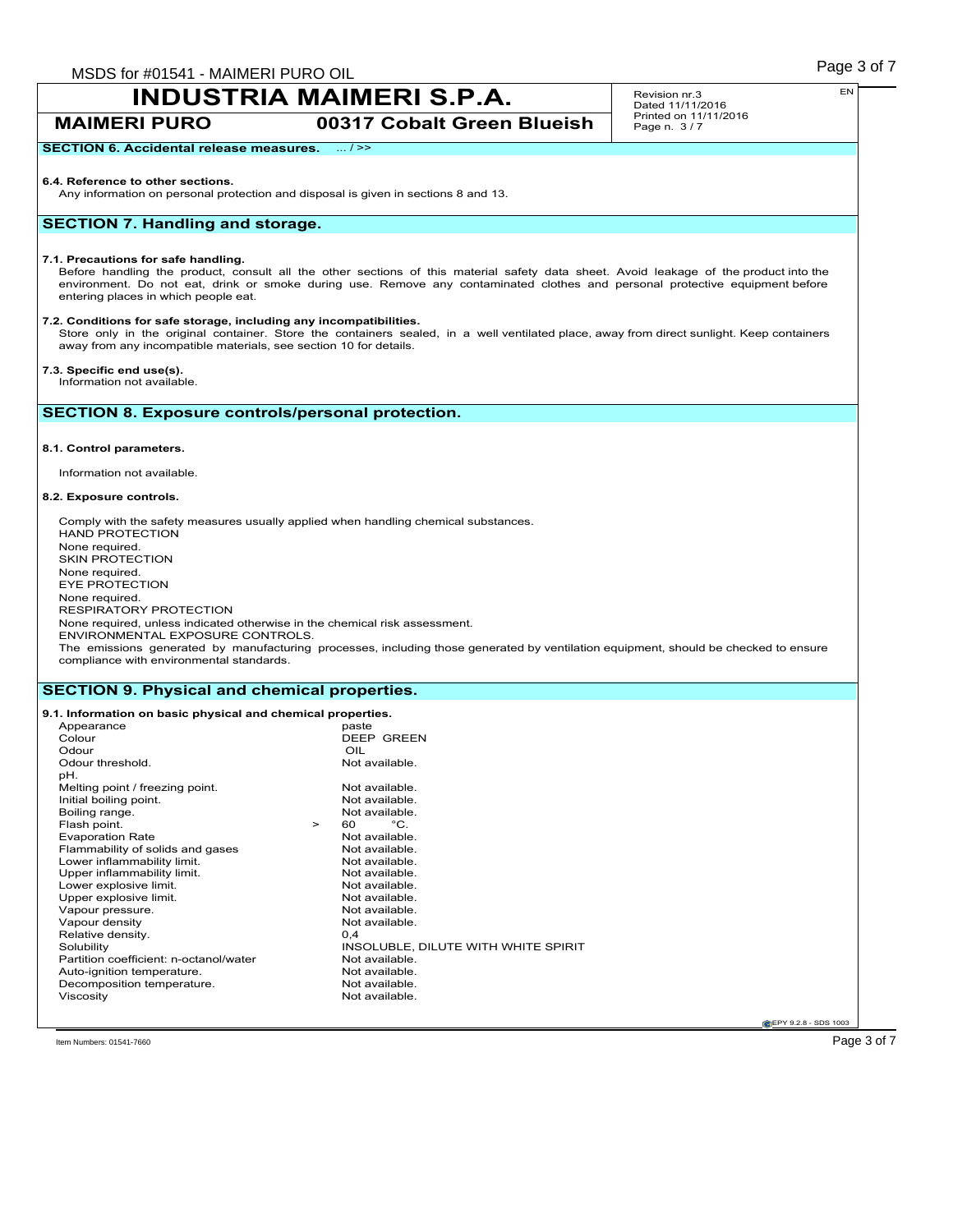**INDUSTRIA MAIMERI S.P.A.**

**MAIMERI PURO** **00317 Cobalt Green Blueish**

Revision nr.3
Dated 11/11/2016
Printed on 11/11/2016

**SECTION 6. Accidental release measures.** ... / >>

**6.4. Reference to other sections.**
Any information on personal protection and disposal is given in sections 8 and 13.

## SECTION 7. Handling and storage.

**7.1. Precautions for safe handling.**
Before handling the product, consult all the other sections of this material safety data sheet. Avoid leakage of the product into the environment. Do not eat, drink or smoke during use. Remove any contaminated clothes and personal protective equipment before entering places in which people eat.

**7.2. Conditions for safe storage, including any incompatibilities.**
Store only in the original container. Store the containers sealed, in a well ventilated place, away from direct sunlight. Keep containers away from any incompatible materials, see section 10 for details.

**7.3. Specific end use(s).**
Information not available.

## SECTION 8. Exposure controls/personal protection.

**8.1. Control parameters.**

Information not available.

**8.2. Exposure controls.**

Comply with the safety measures usually applied when handling chemical substances.
HAND PROTECTION
None required.
SKIN PROTECTION
None required.
EYE PROTECTION
None required.
RESPIRATORY PROTECTION
None required, unless indicated otherwise in the chemical risk assessment.
ENVIRONMENTAL EXPOSURE CONTROLS.
The emissions generated by manufacturing processes, including those generated by ventilation equipment, should be checked to ensure compliance with environmental standards.

## SECTION 9. Physical and chemical properties.

**9.1. Information on basic physical and chemical properties.**

| Property | Value |
|---|---|
| Appearance | paste |
| Colour | DEEP GREEN |
| Odour | OIL |
| Odour threshold. | Not available. |
| pH. | |
| Melting point / freezing point. | Not available. |
| Initial boiling point. | Not available. |
| Boiling range. | Not available. |
| Flash point. | > 60 °C. |
| Evaporation Rate | Not available. |
| Flammability of solids and gases | Not available. |
| Lower inflammability limit. | Not available. |
| Upper inflammability limit. | Not available. |
| Lower explosive limit. | Not available. |
| Upper explosive limit. | Not available. |
| Vapour pressure. | Not available. |
| Vapour density | Not available. |
| Relative density. | 0,4 |
| Solubility | INSOLUBLE, DILUTE WITH WHITE SPIRIT |
| Partition coefficient: n-octanol/water | Not available. |
| Auto-ignition temperature. | Not available. |
| Decomposition temperature. | Not available. |
| Viscosity | Not available. |

Item Numbers: 01541-7660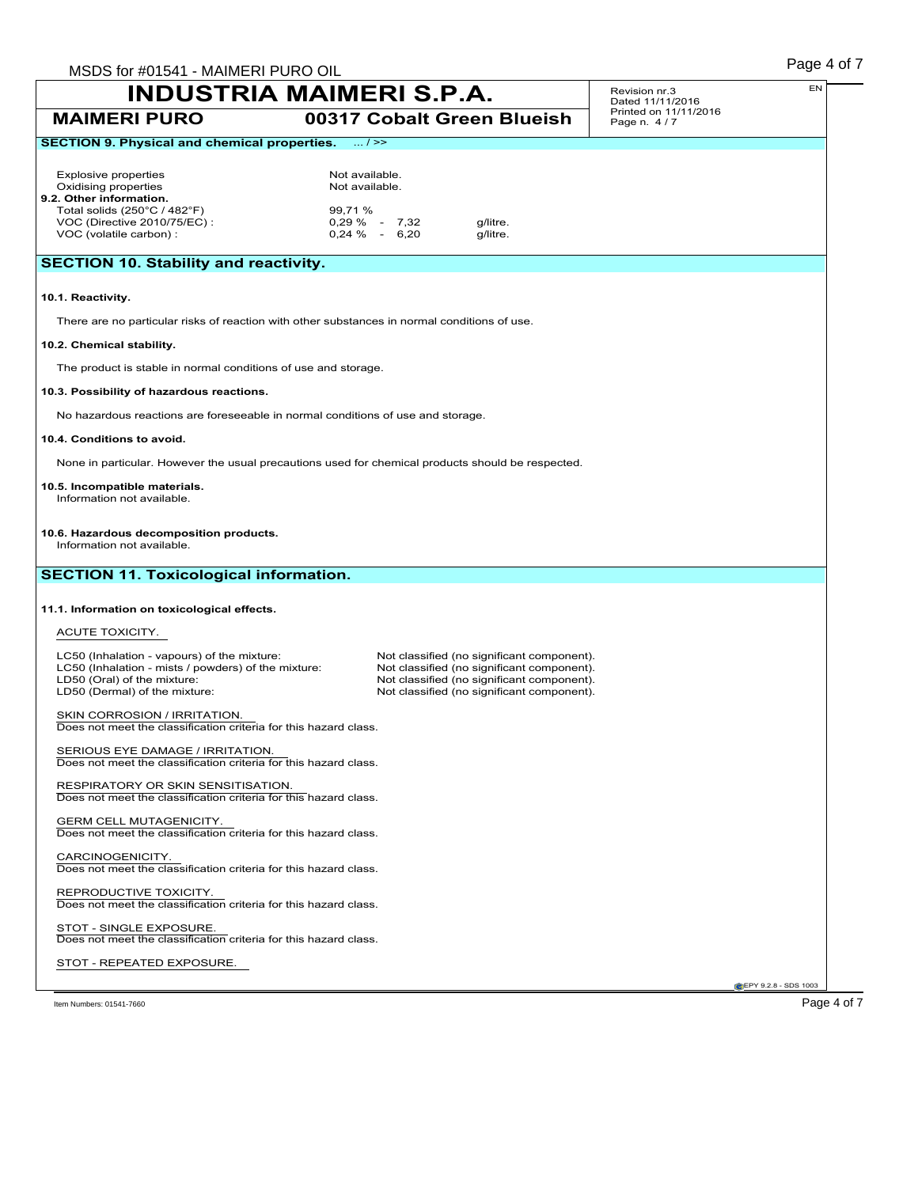**SECTION 9. Physical and chemical properties.** ... / >>

| | | |
|---|---|---|
| Explosive properties | Not available. | |
| Oxidising properties | Not available. | |
| **9.2. Other information.** | | |
| Total solids (250°C / 482°F) | 99,71 % | |
| VOC (Directive 2010/75/EC) : | 0,29 % - 7,32 | g/litre. |
| VOC (volatile carbon) : | 0,24 % - 6,20 | g/litre. |

## SECTION 10. Stability and reactivity.

**10.1. Reactivity.**

There are no particular risks of reaction with other substances in normal conditions of use.

**10.2. Chemical stability.**

The product is stable in normal conditions of use and storage.

**10.3. Possibility of hazardous reactions.**

No hazardous reactions are foreseeable in normal conditions of use and storage.

**10.4. Conditions to avoid.**

None in particular. However the usual precautions used for chemical products should be respected.

**10.5. Incompatible materials.**

Information not available.

**10.6. Hazardous decomposition products.**

Information not available.

## SECTION 11. Toxicological information.

**11.1. Information on toxicological effects.**

ACUTE TOXICITY.

| | |
|---|---|
| LC50 (Inhalation - vapours) of the mixture: | Not classified (no significant component). |
| LC50 (Inhalation - mists / powders) of the mixture: | Not classified (no significant component). |
| LD50 (Oral) of the mixture: | Not classified (no significant component). |
| LD50 (Dermal) of the mixture: | Not classified (no significant component). |

SKIN CORROSION / IRRITATION.
Does not meet the classification criteria for this hazard class.

SERIOUS EYE DAMAGE / IRRITATION.
Does not meet the classification criteria for this hazard class.

RESPIRATORY OR SKIN SENSITISATION.
Does not meet the classification criteria for this hazard class.

GERM CELL MUTAGENICITY.
Does not meet the classification criteria for this hazard class.

CARCINOGENICITY.
Does not meet the classification criteria for this hazard class.

REPRODUCTIVE TOXICITY.
Does not meet the classification criteria for this hazard class.

STOT - SINGLE EXPOSURE.
Does not meet the classification criteria for this hazard class.

STOT - REPEATED EXPOSURE.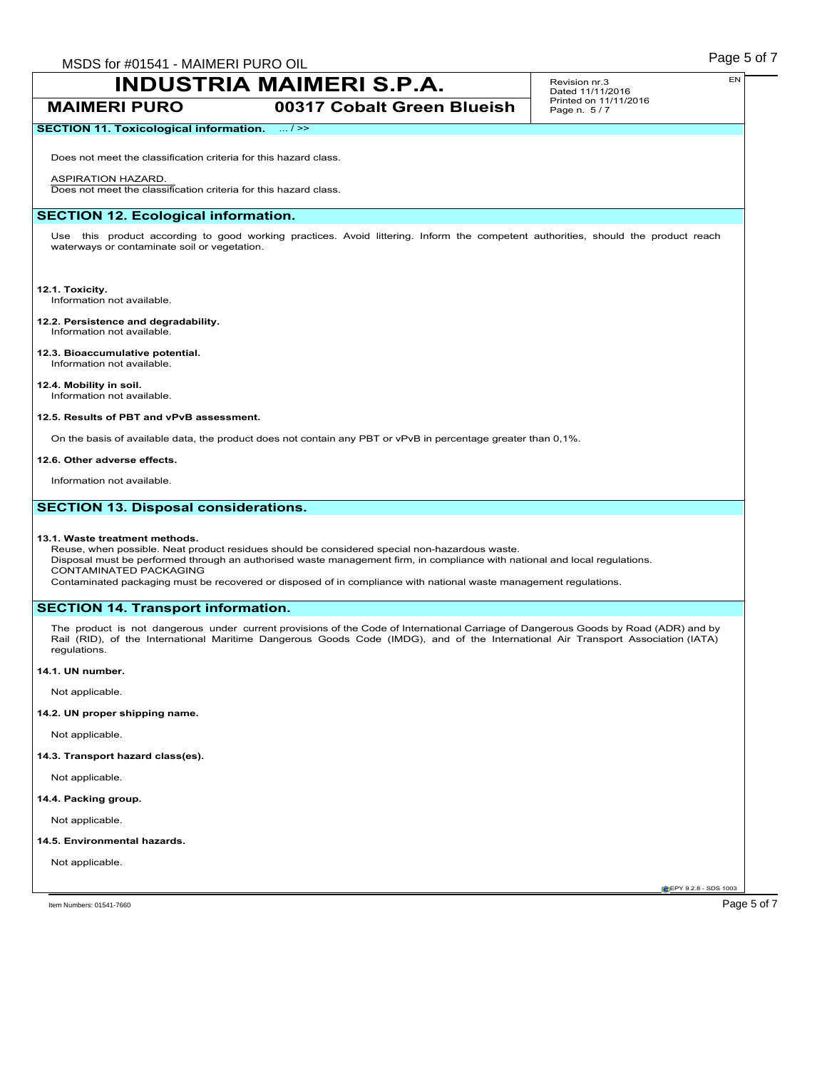## SECTION 11. Toxicological information. ... / >>

Does not meet the classification criteria for this hazard class.

ASPIRATION HAZARD.
Does not meet the classification criteria for this hazard class.

## SECTION 12. Ecological information.

Use this product according to good working practices. Avoid littering. Inform the competent authorities, should the product reach waterways or contaminate soil or vegetation.

**12.1. Toxicity.**
Information not available.

**12.2. Persistence and degradability.**
Information not available.

**12.3. Bioaccumulative potential.**
Information not available.

**12.4. Mobility in soil.**
Information not available.

**12.5. Results of PBT and vPvB assessment.**

On the basis of available data, the product does not contain any PBT or vPvB in percentage greater than 0,1%.

**12.6. Other adverse effects.**

Information not available.

## SECTION 13. Disposal considerations.

**13.1. Waste treatment methods.**
Reuse, when possible. Neat product residues should be considered special non-hazardous waste.
Disposal must be performed through an authorised waste management firm, in compliance with national and local regulations.
CONTAMINATED PACKAGING
Contaminated packaging must be recovered or disposed of in compliance with national waste management regulations.

## SECTION 14. Transport information.

The product is not dangerous under current provisions of the Code of International Carriage of Dangerous Goods by Road (ADR) and by Rail (RID), of the International Maritime Dangerous Goods Code (IMDG), and of the International Air Transport Association (IATA) regulations.

**14.1. UN number.**

Not applicable.

**14.2. UN proper shipping name.**

Not applicable.

**14.3. Transport hazard class(es).**

Not applicable.

**14.4. Packing group.**

Not applicable.

**14.5. Environmental hazards.**

Not applicable.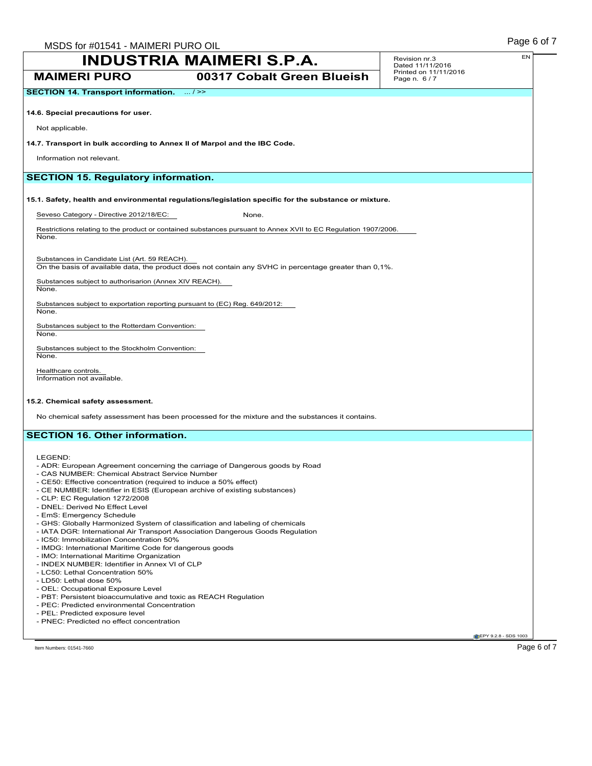## SECTION 14. Transport information. ... / >>

**14.6. Special precautions for user.**

Not applicable.

**14.7. Transport in bulk according to Annex II of Marpol and the IBC Code.**

Information not relevant.

## SECTION 15. Regulatory information.

**15.1. Safety, health and environmental regulations/legislation specific for the substance or mixture.**

Seveso Category - Directive 2012/18/EC: None.

Restrictions relating to the product or contained substances pursuant to Annex XVII to EC Regulation 1907/2006.
None.

Substances in Candidate List (Art. 59 REACH).
On the basis of available data, the product does not contain any SVHC in percentage greater than 0,1%.

Substances subject to authorisarion (Annex XIV REACH).
None.

Substances subject to exportation reporting pursuant to (EC) Reg. 649/2012:
None.

Substances subject to the Rotterdam Convention:
None.

Substances subject to the Stockholm Convention:
None.

Healthcare controls.
Information not available.

**15.2. Chemical safety assessment.**

No chemical safety assessment has been processed for the mixture and the substances it contains.

## SECTION 16. Other information.

LEGEND:
- ADR: European Agreement concerning the carriage of Dangerous goods by Road
- CAS NUMBER: Chemical Abstract Service Number
- CE50: Effective concentration (required to induce a 50% effect)
- CE NUMBER: Identifier in ESIS (European archive of existing substances)
- CLP: EC Regulation 1272/2008
- DNEL: Derived No Effect Level
- EmS: Emergency Schedule
- GHS: Globally Harmonized System of classification and labeling of chemicals
- IATA DGR: International Air Transport Association Dangerous Goods Regulation
- IC50: Immobilization Concentration 50%
- IMDG: International Maritime Code for dangerous goods
- IMO: International Maritime Organization
- INDEX NUMBER: Identifier in Annex VI of CLP
- LC50: Lethal Concentration 50%
- LD50: Lethal dose 50%
- OEL: Occupational Exposure Level
- PBT: Persistent bioaccumulative and toxic as REACH Regulation
- PEC: Predicted environmental Concentration
- PEL: Predicted exposure level
- PNEC: Predicted no effect concentration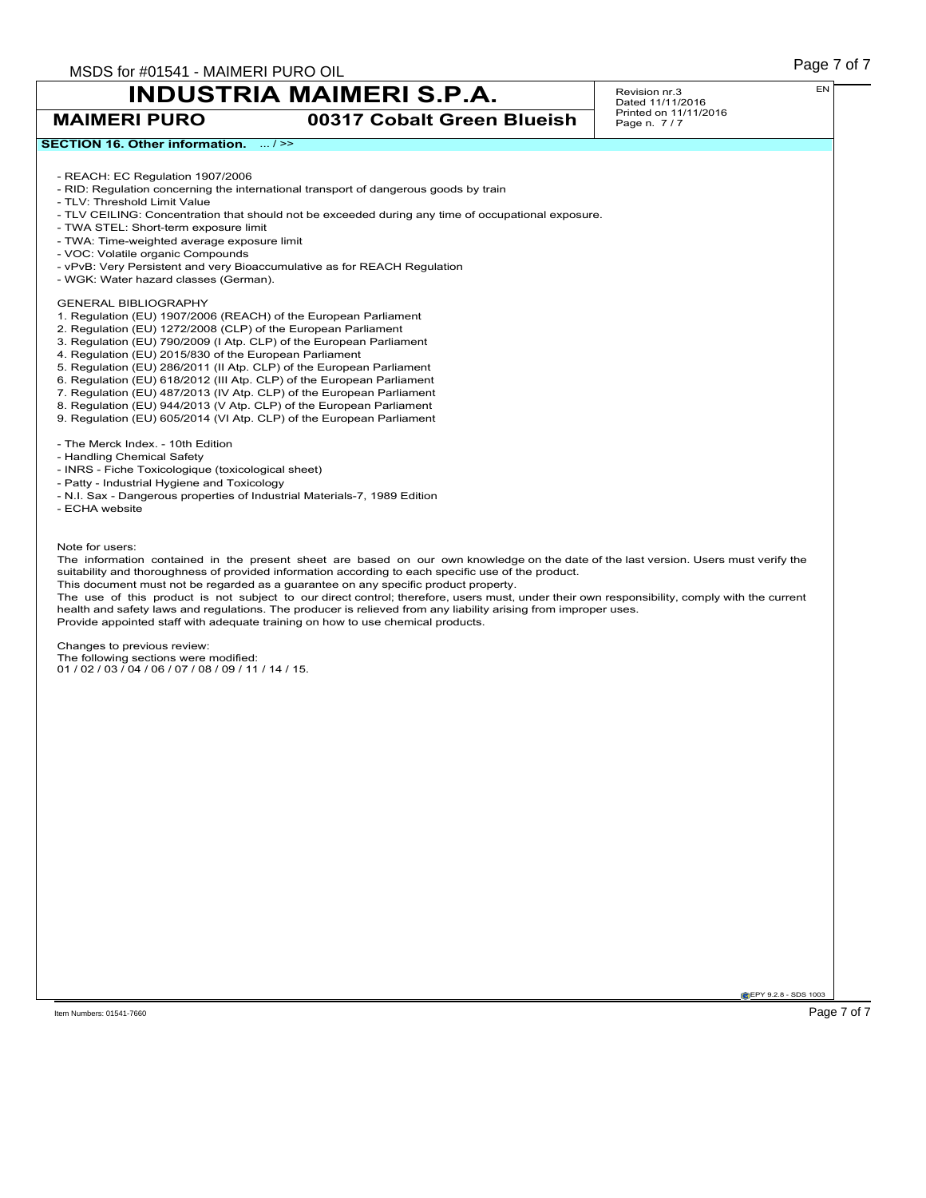## SECTION 16. Other information. ... / >>

- REACH: EC Regulation 1907/2006
- RID: Regulation concerning the international transport of dangerous goods by train
- TLV: Threshold Limit Value
- TLV CEILING: Concentration that should not be exceeded during any time of occupational exposure.
- TWA STEL: Short-term exposure limit
- TWA: Time-weighted average exposure limit
- VOC: Volatile organic Compounds
- vPvB: Very Persistent and very Bioaccumulative as for REACH Regulation
- WGK: Water hazard classes (German).

GENERAL BIBLIOGRAPHY

1. Regulation (EU) 1907/2006 (REACH) of the European Parliament
2. Regulation (EU) 1272/2008 (CLP) of the European Parliament
3. Regulation (EU) 790/2009 (I Atp. CLP) of the European Parliament
4. Regulation (EU) 2015/830 of the European Parliament
5. Regulation (EU) 286/2011 (II Atp. CLP) of the European Parliament
6. Regulation (EU) 618/2012 (III Atp. CLP) of the European Parliament
7. Regulation (EU) 487/2013 (IV Atp. CLP) of the European Parliament
8. Regulation (EU) 944/2013 (V Atp. CLP) of the European Parliament
9. Regulation (EU) 605/2014 (VI Atp. CLP) of the European Parliament

- The Merck Index. - 10th Edition
- Handling Chemical Safety
- INRS - Fiche Toxicologique (toxicological sheet)
- Patty - Industrial Hygiene and Toxicology
- N.I. Sax - Dangerous properties of Industrial Materials-7, 1989 Edition
- ECHA website

Note for users:
The information contained in the present sheet are based on our own knowledge on the date of the last version. Users must verify the suitability and thoroughness of provided information according to each specific use of the product.
This document must not be regarded as a guarantee on any specific product property.
The use of this product is not subject to our direct control; therefore, users must, under their own responsibility, comply with the current health and safety laws and regulations. The producer is relieved from any liability arising from improper uses.
Provide appointed staff with adequate training on how to use chemical products.

Changes to previous review:
The following sections were modified:
01 / 02 / 03 / 04 / 06 / 07 / 08 / 09 / 11 / 14 / 15.